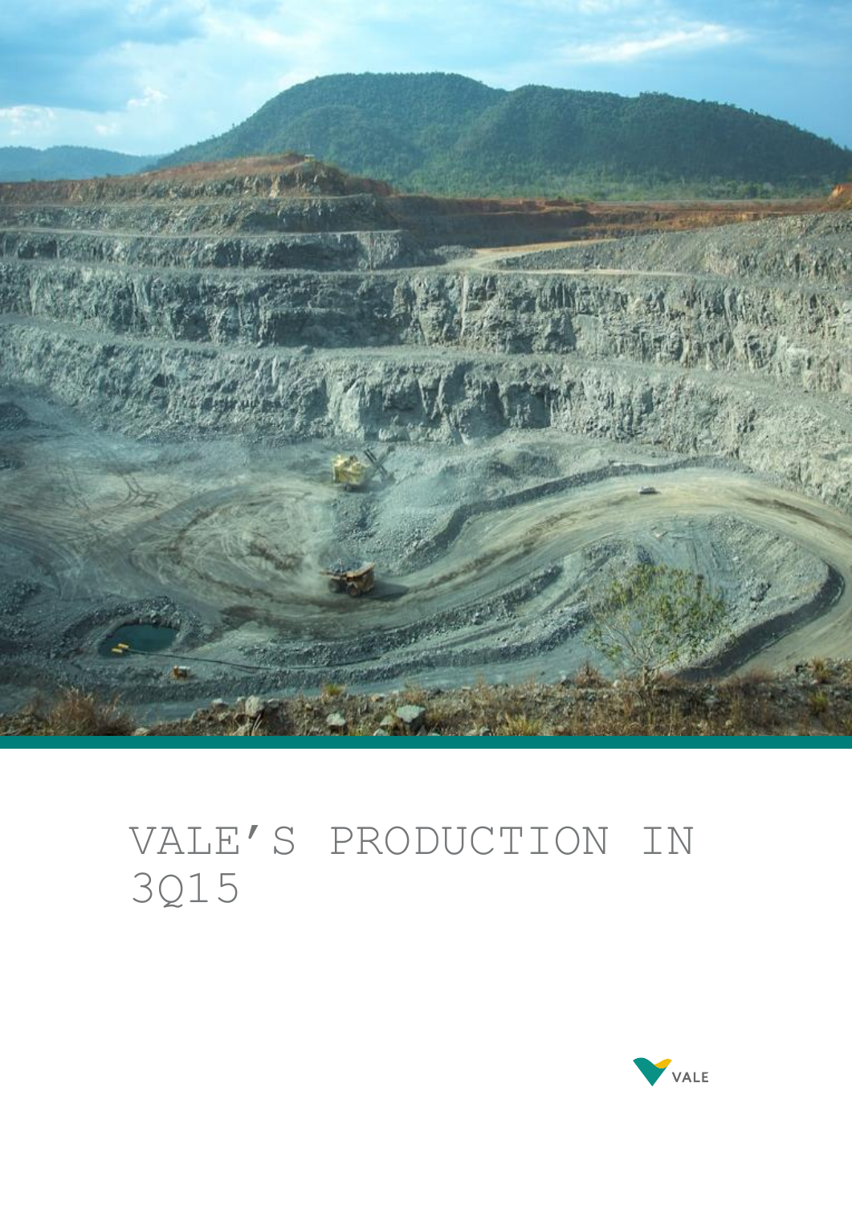# VALE'S PRODUCTION IN 3Q15

VALE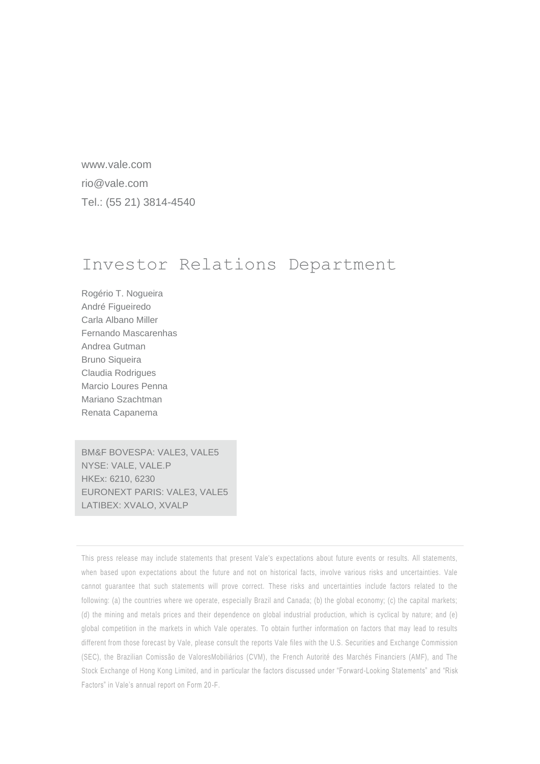www.vale.com

rio@vale.com

Tel.: (55 21) 3814-4540

# Investor Relations Department

Rogério T. Nogueira
André Figueiredo
Carla Albano Miller
Fernando Mascarenhas
Andrea Gutman
Bruno Siqueira
Claudia Rodrigues
Marcio Loures Penna
Mariano Szachtman
Renata Capanema

BM&F BOVESPA: VALE3, VALE5
NYSE: VALE, VALE.P
HKEx: 6210, 6230
EURONEXT PARIS: VALE3, VALE5
LATIBEX: XVALO, XVALP

---

This press release may include statements that present Vale's expectations about future events or results. All statements, when based upon expectations about the future and not on historical facts, involve various risks and uncertainties. Vale cannot guarantee that such statements will prove correct. These risks and uncertainties include factors related to the following: (a) the countries where we operate, especially Brazil and Canada; (b) the global economy; (c) the capital markets; (d) the mining and metals prices and their dependence on global industrial production, which is cyclical by nature; and (e) global competition in the markets in which Vale operates. To obtain further information on factors that may lead to results different from those forecast by Vale, please consult the reports Vale files with the U.S. Securities and Exchange Commission (SEC), the Brazilian Comissão de ValoresMobiliários (CVM), the French Autorité des Marchés Financiers (AMF), and The Stock Exchange of Hong Kong Limited, and in particular the factors discussed under "Forward-Looking Statements" and "Risk Factors" in Vale's annual report on Form 20-F.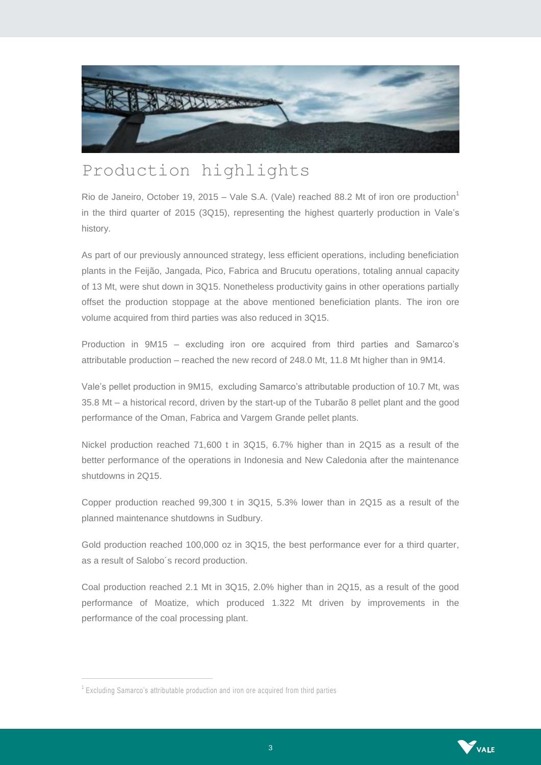# Production highlights

Rio de Janeiro, October 19, 2015 – Vale S.A. (Vale) reached 88.2 Mt of iron ore production[1] in the third quarter of 2015 (3Q15), representing the highest quarterly production in Vale's history.

As part of our previously announced strategy, less efficient operations, including beneficiation plants in the Feijão, Jangada, Pico, Fabrica and Brucutu operations, totaling annual capacity of 13 Mt, were shut down in 3Q15. Nonetheless productivity gains in other operations partially offset the production stoppage at the above mentioned beneficiation plants. The iron ore volume acquired from third parties was also reduced in 3Q15.

Production in 9M15 – excluding iron ore acquired from third parties and Samarco's attributable production – reached the new record of 248.0 Mt, 11.8 Mt higher than in 9M14.

Vale's pellet production in 9M15, excluding Samarco's attributable production of 10.7 Mt, was 35.8 Mt – a historical record, driven by the start-up of the Tubarão 8 pellet plant and the good performance of the Oman, Fabrica and Vargem Grande pellet plants.

Nickel production reached 71,600 t in 3Q15, 6.7% higher than in 2Q15 as a result of the better performance of the operations in Indonesia and New Caledonia after the maintenance shutdowns in 2Q15.

Copper production reached 99,300 t in 3Q15, 5.3% lower than in 2Q15 as a result of the planned maintenance shutdowns in Sudbury.

Gold production reached 100,000 oz in 3Q15, the best performance ever for a third quarter, as a result of Salobo´s record production.

Coal production reached 2.1 Mt in 3Q15, 2.0% higher than in 2Q15, as a result of the good performance of Moatize, which produced 1.322 Mt driven by improvements in the performance of the coal processing plant.

---

[1] Excluding Samarco's attributable production and iron ore acquired from third parties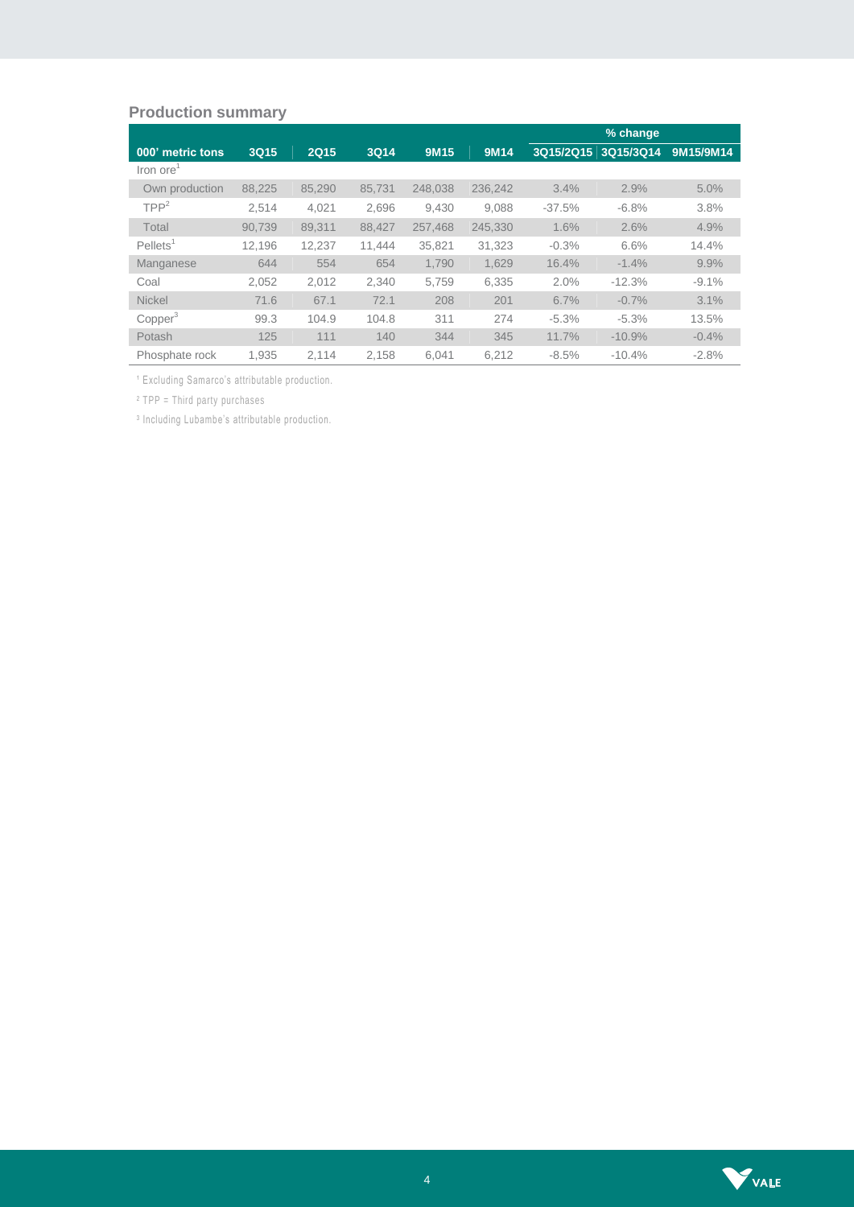## Production summary

| | | | | | | % change | | |
|---|---|---|---|---|---|---|---|---|
| 000' metric tons | 3Q15 | 2Q15 | 3Q14 | 9M15 | 9M14 | 3Q15/2Q15 | 3Q15/3Q14 | 9M15/9M14 |
| Iron ore[1] | | | | | | | | |
| Own production | 88,225 | 85,290 | 85,731 | 248,038 | 236,242 | 3.4% | 2.9% | 5.0% |
| TPP[2] | 2,514 | 4,021 | 2,696 | 9,430 | 9,088 | -37.5% | -6.8% | 3.8% |
| Total | 90,739 | 89,311 | 88,427 | 257,468 | 245,330 | 1.6% | 2.6% | 4.9% |
| Pellets[1] | 12,196 | 12,237 | 11,444 | 35,821 | 31,323 | -0.3% | 6.6% | 14.4% |
| Manganese | 644 | 554 | 654 | 1,790 | 1,629 | 16.4% | -1.4% | 9.9% |
| Coal | 2,052 | 2,012 | 2,340 | 5,759 | 6,335 | 2.0% | -12.3% | -9.1% |
| Nickel | 71.6 | 67.1 | 72.1 | 208 | 201 | 6.7% | -0.7% | 3.1% |
| Copper[3] | 99.3 | 104.9 | 104.8 | 311 | 274 | -5.3% | -5.3% | 13.5% |
| Potash | 125 | 111 | 140 | 344 | 345 | 11.7% | -10.9% | -0.4% |
| Phosphate rock | 1,935 | 2,114 | 2,158 | 6,041 | 6,212 | -8.5% | -10.4% | -2.8% |

[1] Excluding Samarco's attributable production.

[2] TPP = Third party purchases

[3] Including Lubambe's attributable production.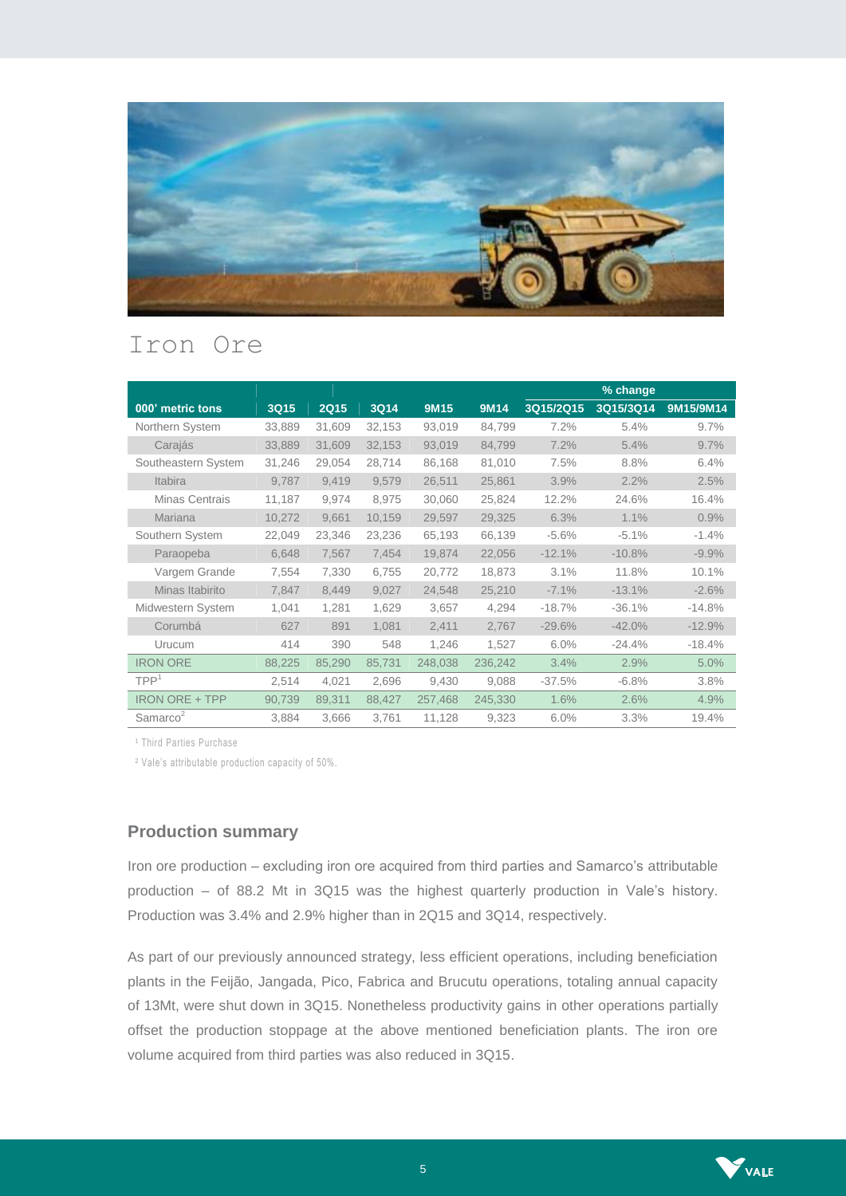# Iron Ore

| 000' metric tons | 3Q15 | 2Q15 | 3Q14 | 9M15 | 9M14 | % change | | |
|---|---|---|---|---|---|---|---|---|
| | | | | | | 3Q15/2Q15 | 3Q15/3Q14 | 9M15/9M14 |
| Northern System | 33,889 | 31,609 | 32,153 | 93,019 | 84,799 | 7.2% | 5.4% | 9.7% |
| Carajás | 33,889 | 31,609 | 32,153 | 93,019 | 84,799 | 7.2% | 5.4% | 9.7% |
| Southeastern System | 31,246 | 29,054 | 28,714 | 86,168 | 81,010 | 7.5% | 8.8% | 6.4% |
| Itabira | 9,787 | 9,419 | 9,579 | 26,511 | 25,861 | 3.9% | 2.2% | 2.5% |
| Minas Centrais | 11,187 | 9,974 | 8,975 | 30,060 | 25,824 | 12.2% | 24.6% | 16.4% |
| Mariana | 10,272 | 9,661 | 10,159 | 29,597 | 29,325 | 6.3% | 1.1% | 0.9% |
| Southern System | 22,049 | 23,346 | 23,236 | 65,193 | 66,139 | -5.6% | -5.1% | -1.4% |
| Paraopeba | 6,648 | 7,567 | 7,454 | 19,874 | 22,056 | -12.1% | -10.8% | -9.9% |
| Vargem Grande | 7,554 | 7,330 | 6,755 | 20,772 | 18,873 | 3.1% | 11.8% | 10.1% |
| Minas Itabirito | 7,847 | 8,449 | 9,027 | 24,548 | 25,210 | -7.1% | -13.1% | -2.6% |
| Midwestern System | 1,041 | 1,281 | 1,629 | 3,657 | 4,294 | -18.7% | -36.1% | -14.8% |
| Corumbá | 627 | 891 | 1,081 | 2,411 | 2,767 | -29.6% | -42.0% | -12.9% |
| Urucum | 414 | 390 | 548 | 1,246 | 1,527 | 6.0% | -24.4% | -18.4% |
| IRON ORE | 88,225 | 85,290 | 85,731 | 248,038 | 236,242 | 3.4% | 2.9% | 5.0% |
| TPP[1] | 2,514 | 4,021 | 2,696 | 9,430 | 9,088 | -37.5% | -6.8% | 3.8% |
| IRON ORE + TPP | 90,739 | 89,311 | 88,427 | 257,468 | 245,330 | 1.6% | 2.6% | 4.9% |
| Samarco[2] | 3,884 | 3,666 | 3,761 | 11,128 | 9,323 | 6.0% | 3.3% | 19.4% |

[1] Third Parties Purchase

[2] Vale's attributable production capacity of 50%.

### Production summary

Iron ore production – excluding iron ore acquired from third parties and Samarco's attributable production – of 88.2 Mt in 3Q15 was the highest quarterly production in Vale's history. Production was 3.4% and 2.9% higher than in 2Q15 and 3Q14, respectively.

As part of our previously announced strategy, less efficient operations, including beneficiation plants in the Feijão, Jangada, Pico, Fabrica and Brucutu operations, totaling annual capacity of 13Mt, were shut down in 3Q15. Nonetheless productivity gains in other operations partially offset the production stoppage at the above mentioned beneficiation plants. The iron ore volume acquired from third parties was also reduced in 3Q15.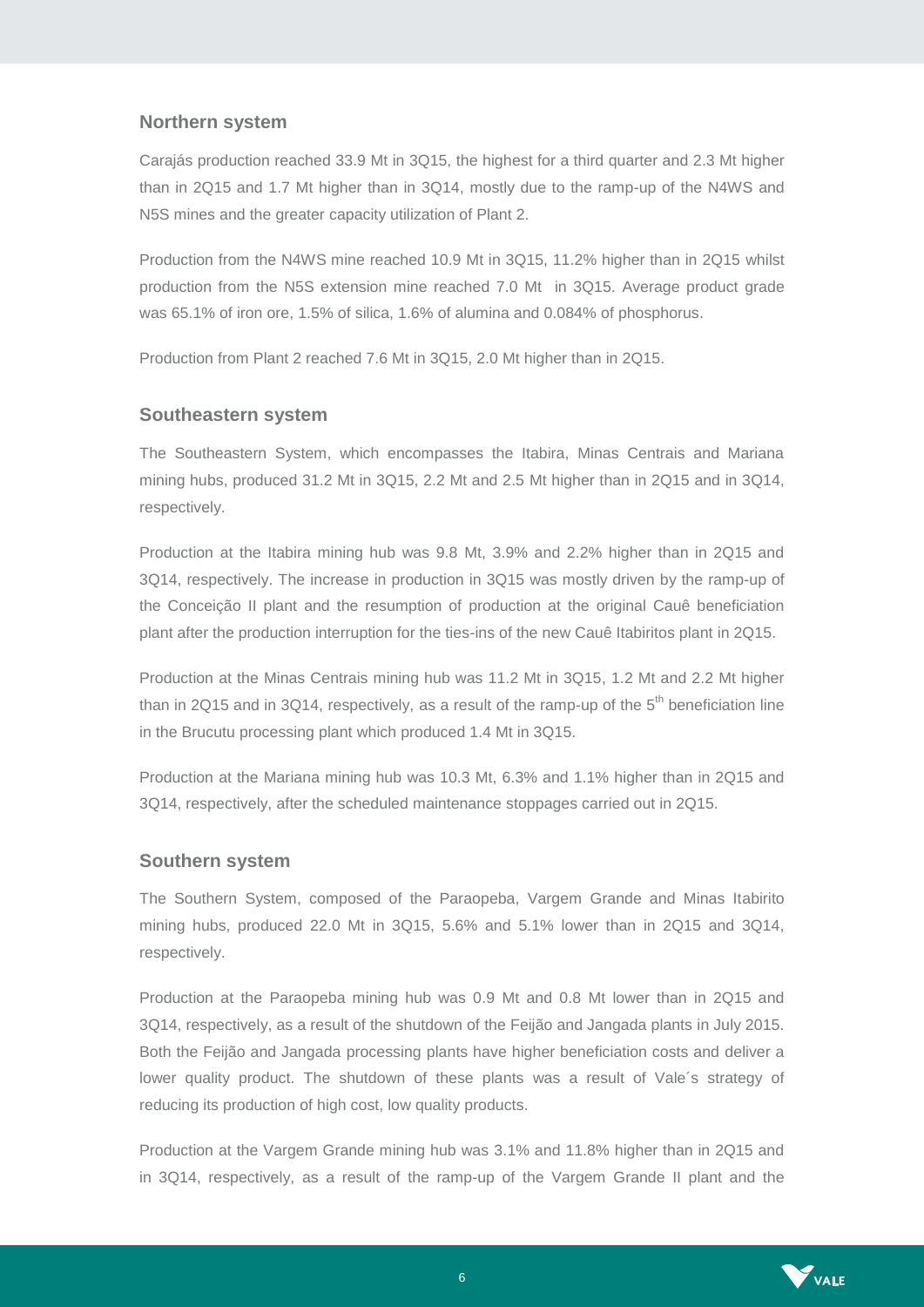## Northern system

Carajás production reached 33.9 Mt in 3Q15, the highest for a third quarter and 2.3 Mt higher than in 2Q15 and 1.7 Mt higher than in 3Q14, mostly due to the ramp-up of the N4WS and N5S mines and the greater capacity utilization of Plant 2.

Production from the N4WS mine reached 10.9 Mt in 3Q15, 11.2% higher than in 2Q15 whilst production from the N5S extension mine reached 7.0 Mt in 3Q15. Average product grade was 65.1% of iron ore, 1.5% of silica, 1.6% of alumina and 0.084% of phosphorus.

Production from Plant 2 reached 7.6 Mt in 3Q15, 2.0 Mt higher than in 2Q15.

## Southeastern system

The Southeastern System, which encompasses the Itabira, Minas Centrais and Mariana mining hubs, produced 31.2 Mt in 3Q15, 2.2 Mt and 2.5 Mt higher than in 2Q15 and in 3Q14, respectively.

Production at the Itabira mining hub was 9.8 Mt, 3.9% and 2.2% higher than in 2Q15 and 3Q14, respectively. The increase in production in 3Q15 was mostly driven by the ramp-up of the Conceição II plant and the resumption of production at the original Cauê beneficiation plant after the production interruption for the ties-ins of the new Cauê Itabiritos plant in 2Q15.

Production at the Minas Centrais mining hub was 11.2 Mt in 3Q15, 1.2 Mt and 2.2 Mt higher than in 2Q15 and in 3Q14, respectively, as a result of the ramp-up of the 5th beneficiation line in the Brucutu processing plant which produced 1.4 Mt in 3Q15.

Production at the Mariana mining hub was 10.3 Mt, 6.3% and 1.1% higher than in 2Q15 and 3Q14, respectively, after the scheduled maintenance stoppages carried out in 2Q15.

## Southern system

The Southern System, composed of the Paraopeba, Vargem Grande and Minas Itabirito mining hubs, produced 22.0 Mt in 3Q15, 5.6% and 5.1% lower than in 2Q15 and 3Q14, respectively.

Production at the Paraopeba mining hub was 0.9 Mt and 0.8 Mt lower than in 2Q15 and 3Q14, respectively, as a result of the shutdown of the Feijão and Jangada plants in July 2015. Both the Feijão and Jangada processing plants have higher beneficiation costs and deliver a lower quality product. The shutdown of these plants was a result of Vale´s strategy of reducing its production of high cost, low quality products.

Production at the Vargem Grande mining hub was 3.1% and 11.8% higher than in 2Q15 and in 3Q14, respectively, as a result of the ramp-up of the Vargem Grande II plant and the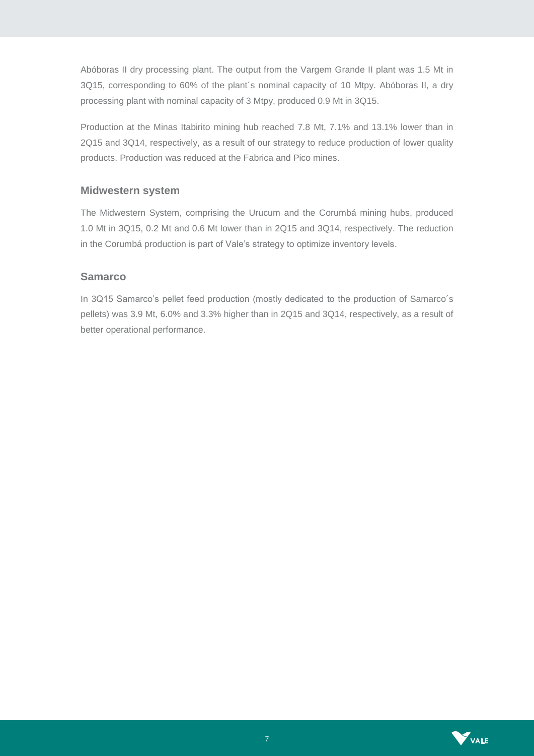Abóboras II dry processing plant. The output from the Vargem Grande II plant was 1.5 Mt in 3Q15, corresponding to 60% of the plant´s nominal capacity of 10 Mtpy. Abóboras II, a dry processing plant with nominal capacity of 3 Mtpy, produced 0.9 Mt in 3Q15.

Production at the Minas Itabirito mining hub reached 7.8 Mt, 7.1% and 13.1% lower than in 2Q15 and 3Q14, respectively, as a result of our strategy to reduce production of lower quality products. Production was reduced at the Fabrica and Pico mines.

### Midwestern system

The Midwestern System, comprising the Urucum and the Corumbá mining hubs, produced 1.0 Mt in 3Q15, 0.2 Mt and 0.6 Mt lower than in 2Q15 and 3Q14, respectively. The reduction in the Corumbá production is part of Vale's strategy to optimize inventory levels.

### Samarco

In 3Q15 Samarco's pellet feed production (mostly dedicated to the production of Samarco´s pellets) was 3.9 Mt, 6.0% and 3.3% higher than in 2Q15 and 3Q14, respectively, as a result of better operational performance.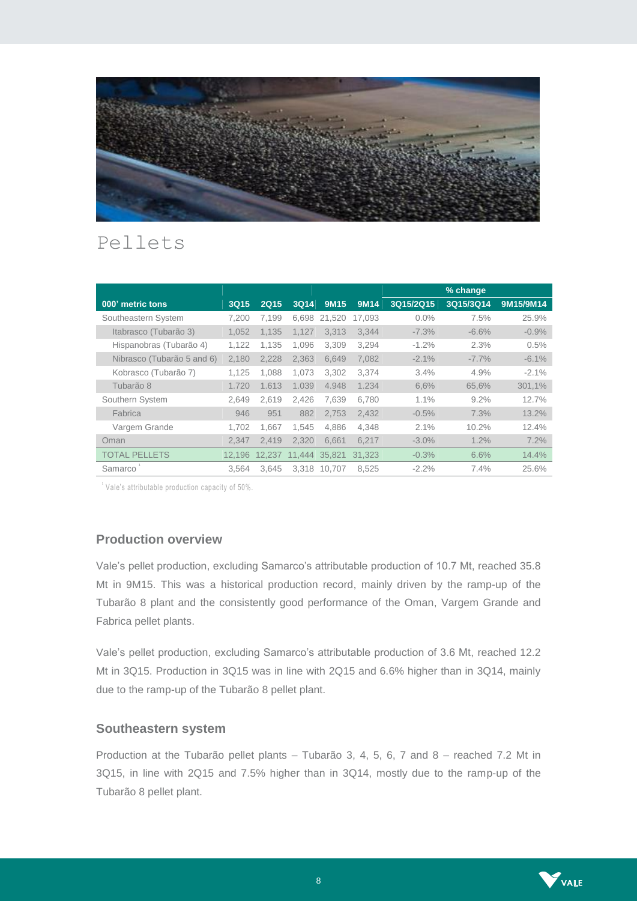# Pellets

| 000' metric tons | 3Q15 | 2Q15 | 3Q14 | 9M15 | 9M14 | % change | | |
|---|---|---|---|---|---|---|---|---|
| | | | | | | 3Q15/2Q15 | 3Q15/3Q14 | 9M15/9M14 |
| Southeastern System | 7,200 | 7,199 | 6,698 | 21,520 | 17,093 | 0.0% | 7.5% | 25.9% |
| Itabrasco (Tubarão 3) | 1,052 | 1,135 | 1,127 | 3,313 | 3,344 | -7.3% | -6.6% | -0.9% |
| Hispanobras (Tubarão 4) | 1,122 | 1,135 | 1,096 | 3,309 | 3,294 | -1.2% | 2.3% | 0.5% |
| Nibrasco (Tubarão 5 and 6) | 2,180 | 2,228 | 2,363 | 6,649 | 7,082 | -2.1% | -7.7% | -6.1% |
| Kobrasco (Tubarão 7) | 1,125 | 1,088 | 1,073 | 3,302 | 3,374 | 3.4% | 4.9% | -2.1% |
| Tubarão 8 | 1.720 | 1.613 | 1.039 | 4.948 | 1.234 | 6,6% | 65,6% | 301,1% |
| Southern System | 2,649 | 2,619 | 2,426 | 7,639 | 6,780 | 1.1% | 9.2% | 12.7% |
| Fabrica | 946 | 951 | 882 | 2,753 | 2,432 | -0.5% | 7.3% | 13.2% |
| Vargem Grande | 1,702 | 1,667 | 1,545 | 4,886 | 4,348 | 2.1% | 10.2% | 12.4% |
| Oman | 2,347 | 2,419 | 2,320 | 6,661 | 6,217 | -3.0% | 1.2% | 7.2% |
| TOTAL PELLETS | 12,196 | 12,237 | 11,444 | 35,821 | 31,323 | -0.3% | 6.6% | 14.4% |
| Samarco [1] | 3,564 | 3,645 | 3,318 | 10,707 | 8,525 | -2.2% | 7.4% | 25.6% |

[1] Vale's attributable production capacity of 50%.

## Production overview

Vale's pellet production, excluding Samarco's attributable production of 10.7 Mt, reached 35.8 Mt in 9M15. This was a historical production record, mainly driven by the ramp-up of the Tubarão 8 plant and the consistently good performance of the Oman, Vargem Grande and Fabrica pellet plants.

Vale's pellet production, excluding Samarco's attributable production of 3.6 Mt, reached 12.2 Mt in 3Q15. Production in 3Q15 was in line with 2Q15 and 6.6% higher than in 3Q14, mainly due to the ramp-up of the Tubarão 8 pellet plant.

## Southeastern system

Production at the Tubarão pellet plants – Tubarão 3, 4, 5, 6, 7 and 8 – reached 7.2 Mt in 3Q15, in line with 2Q15 and 7.5% higher than in 3Q14, mostly due to the ramp-up of the Tubarão 8 pellet plant.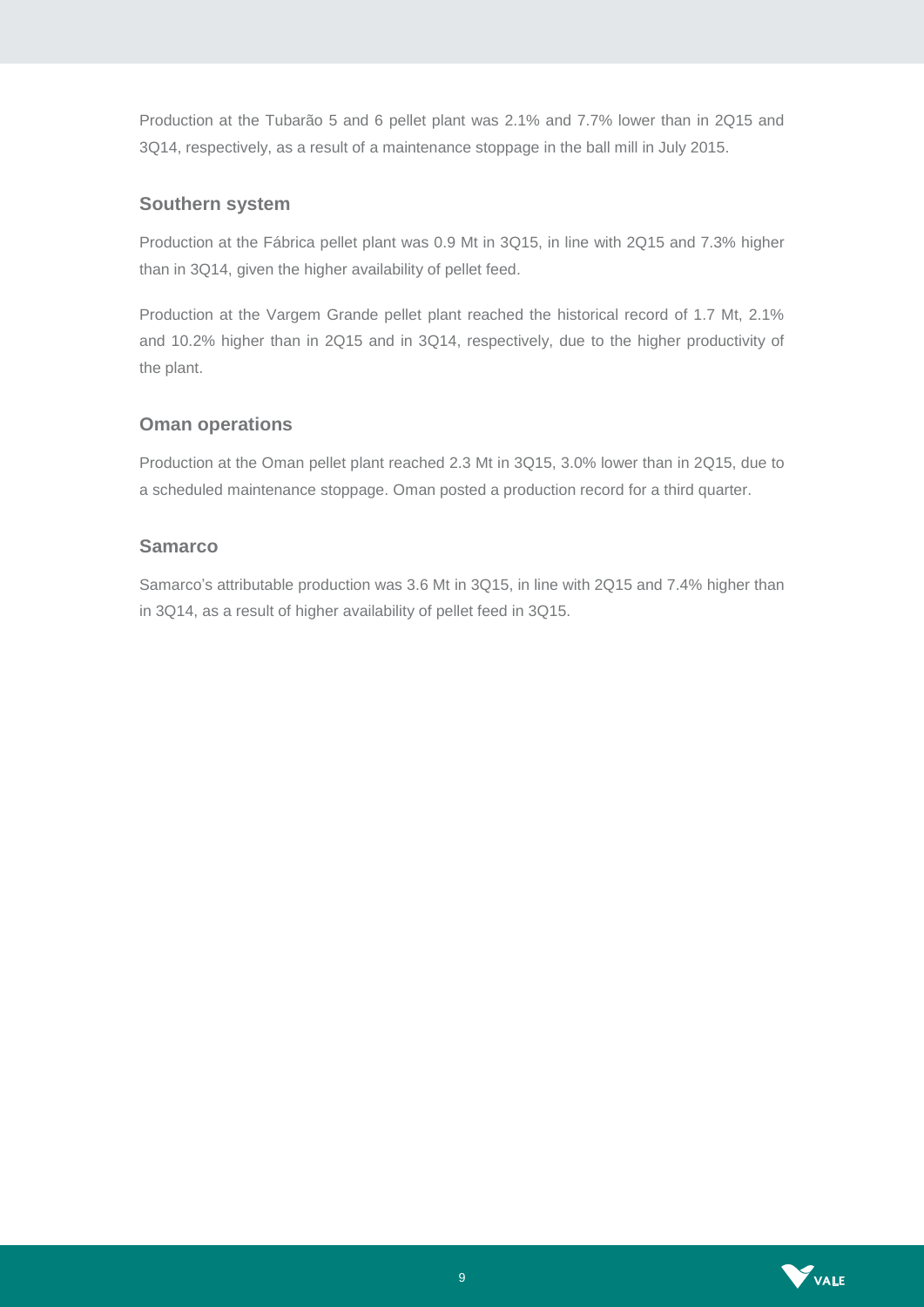Production at the Tubarão 5 and 6 pellet plant was 2.1% and 7.7% lower than in 2Q15 and 3Q14, respectively, as a result of a maintenance stoppage in the ball mill in July 2015.

### Southern system

Production at the Fábrica pellet plant was 0.9 Mt in 3Q15, in line with 2Q15 and 7.3% higher than in 3Q14, given the higher availability of pellet feed.

Production at the Vargem Grande pellet plant reached the historical record of 1.7 Mt, 2.1% and 10.2% higher than in 2Q15 and in 3Q14, respectively, due to the higher productivity of the plant.

### Oman operations

Production at the Oman pellet plant reached 2.3 Mt in 3Q15, 3.0% lower than in 2Q15, due to a scheduled maintenance stoppage. Oman posted a production record for a third quarter.

### Samarco

Samarco's attributable production was 3.6 Mt in 3Q15, in line with 2Q15 and 7.4% higher than in 3Q14, as a result of higher availability of pellet feed in 3Q15.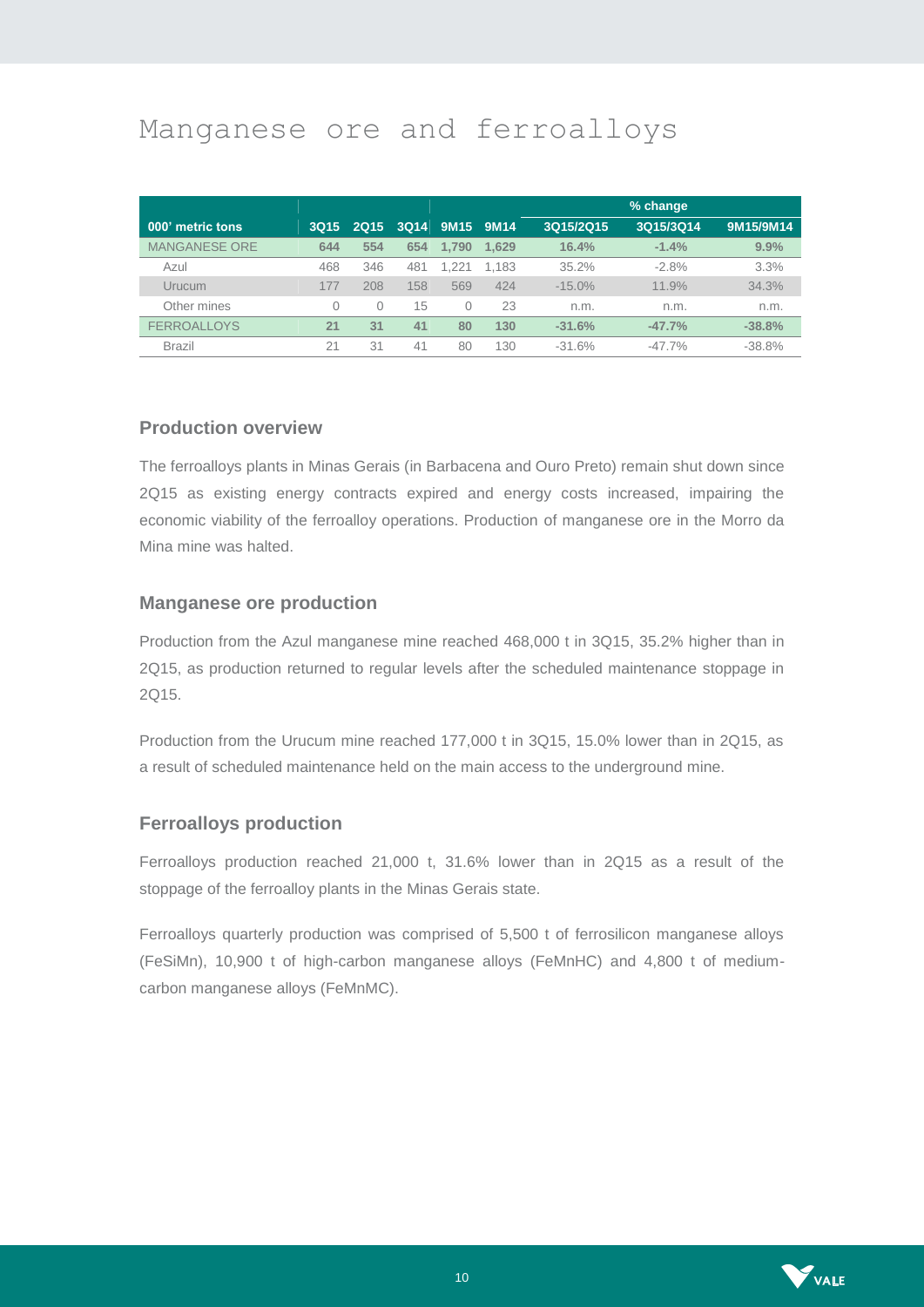# Manganese ore and ferroalloys

| 000' metric tons | 3Q15 | 2Q15 | 3Q14 | 9M15 | 9M14 | % change | | |
|---|---|---|---|---|---|---|---|---|
| | | | | | | 3Q15/2Q15 | 3Q15/3Q14 | 9M15/9M14 |
| **MANGANESE ORE** | **644** | **554** | **654** | **1,790** | **1,629** | **16.4%** | **-1.4%** | **9.9%** |
| Azul | 468 | 346 | 481 | 1,221 | 1,183 | 35.2% | -2.8% | 3.3% |
| Urucum | 177 | 208 | 158 | 569 | 424 | -15.0% | 11.9% | 34.3% |
| Other mines | 0 | 0 | 15 | 0 | 23 | n.m. | n.m. | n.m. |
| **FERROALLOYS** | **21** | **31** | **41** | **80** | **130** | **-31.6%** | **-47.7%** | **-38.8%** |
| Brazil | 21 | 31 | 41 | 80 | 130 | -31.6% | -47.7% | -38.8% |

## Production overview

The ferroalloys plants in Minas Gerais (in Barbacena and Ouro Preto) remain shut down since 2Q15 as existing energy contracts expired and energy costs increased, impairing the economic viability of the ferroalloy operations. Production of manganese ore in the Morro da Mina mine was halted.

## Manganese ore production

Production from the Azul manganese mine reached 468,000 t in 3Q15, 35.2% higher than in 2Q15, as production returned to regular levels after the scheduled maintenance stoppage in 2Q15.

Production from the Urucum mine reached 177,000 t in 3Q15, 15.0% lower than in 2Q15, as a result of scheduled maintenance held on the main access to the underground mine.

## Ferroalloys production

Ferroalloys production reached 21,000 t, 31.6% lower than in 2Q15 as a result of the stoppage of the ferroalloy plants in the Minas Gerais state.

Ferroalloys quarterly production was comprised of 5,500 t of ferrosilicon manganese alloys (FeSiMn), 10,900 t of high-carbon manganese alloys (FeMnHC) and 4,800 t of medium-carbon manganese alloys (FeMnMC).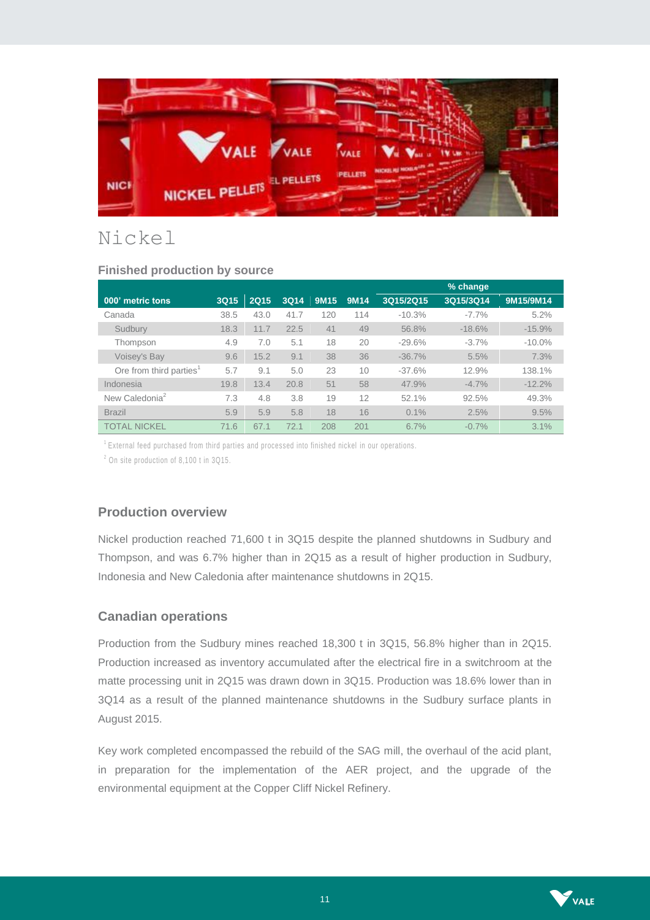# Nickel

### Finished production by source

| 000' metric tons | 3Q15 | 2Q15 | 3Q14 | 9M15 | 9M14 | % change 3Q15/2Q15 | 3Q15/3Q14 | 9M15/9M14 |
|---|---|---|---|---|---|---|---|---|
| Canada | 38.5 | 43.0 | 41.7 | 120 | 114 | -10.3% | -7.7% | 5.2% |
| Sudbury | 18.3 | 11.7 | 22.5 | 41 | 49 | 56.8% | -18.6% | -15.9% |
| Thompson | 4.9 | 7.0 | 5.1 | 18 | 20 | -29.6% | -3.7% | -10.0% |
| Voisey's Bay | 9.6 | 15.2 | 9.1 | 38 | 36 | -36.7% | 5.5% | 7.3% |
| Ore from third parties[1] | 5.7 | 9.1 | 5.0 | 23 | 10 | -37.6% | 12.9% | 138.1% |
| Indonesia | 19.8 | 13.4 | 20.8 | 51 | 58 | 47.9% | -4.7% | -12.2% |
| New Caledonia[2] | 7.3 | 4.8 | 3.8 | 19 | 12 | 52.1% | 92.5% | 49.3% |
| Brazil | 5.9 | 5.9 | 5.8 | 18 | 16 | 0.1% | 2.5% | 9.5% |
| TOTAL NICKEL | 71.6 | 67.1 | 72.1 | 208 | 201 | 6.7% | -0.7% | 3.1% |

[1] External feed purchased from third parties and processed into finished nickel in our operations.

[2] On site production of 8,100 t in 3Q15.

### Production overview

Nickel production reached 71,600 t in 3Q15 despite the planned shutdowns in Sudbury and Thompson, and was 6.7% higher than in 2Q15 as a result of higher production in Sudbury, Indonesia and New Caledonia after maintenance shutdowns in 2Q15.

### Canadian operations

Production from the Sudbury mines reached 18,300 t in 3Q15, 56.8% higher than in 2Q15. Production increased as inventory accumulated after the electrical fire in a switchroom at the matte processing unit in 2Q15 was drawn down in 3Q15. Production was 18.6% lower than in 3Q14 as a result of the planned maintenance shutdowns in the Sudbury surface plants in August 2015.

Key work completed encompassed the rebuild of the SAG mill, the overhaul of the acid plant, in preparation for the implementation of the AER project, and the upgrade of the environmental equipment at the Copper Cliff Nickel Refinery.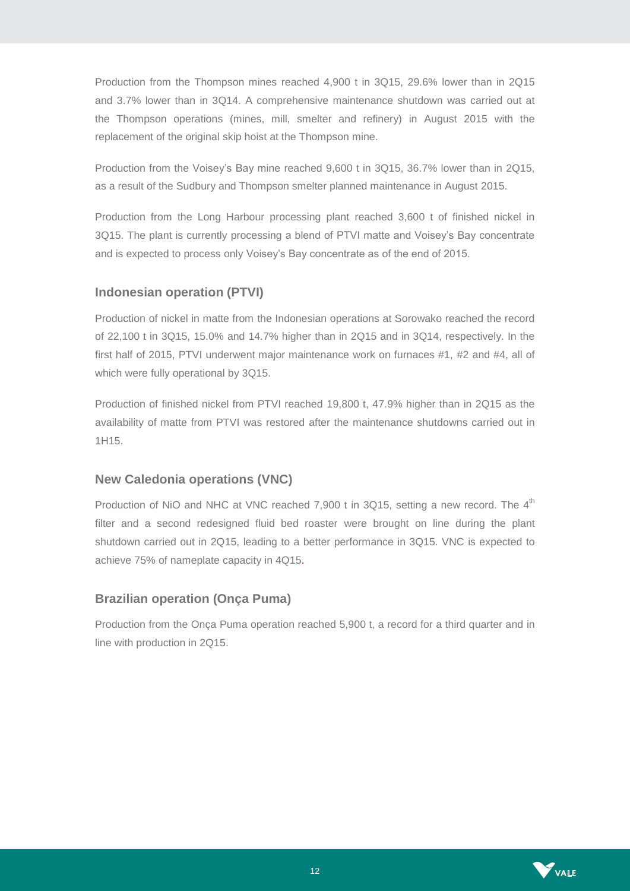Production from the Thompson mines reached 4,900 t in 3Q15, 29.6% lower than in 2Q15 and 3.7% lower than in 3Q14. A comprehensive maintenance shutdown was carried out at the Thompson operations (mines, mill, smelter and refinery) in August 2015 with the replacement of the original skip hoist at the Thompson mine.

Production from the Voisey's Bay mine reached 9,600 t in 3Q15, 36.7% lower than in 2Q15, as a result of the Sudbury and Thompson smelter planned maintenance in August 2015.

Production from the Long Harbour processing plant reached 3,600 t of finished nickel in 3Q15. The plant is currently processing a blend of PTVI matte and Voisey's Bay concentrate and is expected to process only Voisey's Bay concentrate as of the end of 2015.

### Indonesian operation (PTVI)

Production of nickel in matte from the Indonesian operations at Sorowako reached the record of 22,100 t in 3Q15, 15.0% and 14.7% higher than in 2Q15 and in 3Q14, respectively. In the first half of 2015, PTVI underwent major maintenance work on furnaces #1, #2 and #4, all of which were fully operational by 3Q15.

Production of finished nickel from PTVI reached 19,800 t, 47.9% higher than in 2Q15 as the availability of matte from PTVI was restored after the maintenance shutdowns carried out in 1H15.

### New Caledonia operations (VNC)

Production of NiO and NHC at VNC reached 7,900 t in 3Q15, setting a new record. The 4th filter and a second redesigned fluid bed roaster were brought on line during the plant shutdown carried out in 2Q15, leading to a better performance in 3Q15. VNC is expected to achieve 75% of nameplate capacity in 4Q15.

### Brazilian operation (Onça Puma)

Production from the Onça Puma operation reached 5,900 t, a record for a third quarter and in line with production in 2Q15.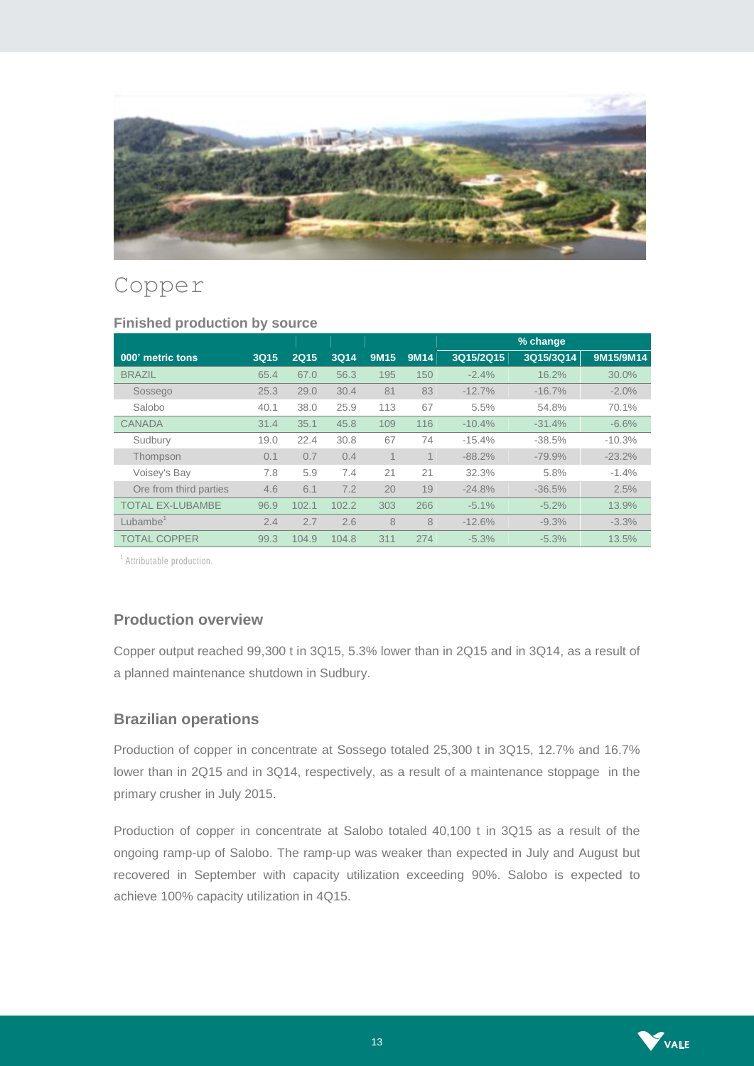# Copper

### Finished production by source

| | | | | | | % change | | |
|---|---|---|---|---|---|---|---|---|
| 000' metric tons | 3Q15 | 2Q15 | 3Q14 | 9M15 | 9M14 | 3Q15/2Q15 | 3Q15/3Q14 | 9M15/9M14 |
| BRAZIL | 65.4 | 67.0 | 56.3 | 195 | 150 | -2.4% | 16.2% | 30.0% |
| Sossego | 25.3 | 29.0 | 30.4 | 81 | 83 | -12.7% | -16.7% | -2.0% |
| Salobo | 40.1 | 38.0 | 25.9 | 113 | 67 | 5.5% | 54.8% | 70.1% |
| CANADA | 31.4 | 35.1 | 45.8 | 109 | 116 | -10.4% | -31.4% | -6.6% |
| Sudbury | 19.0 | 22.4 | 30.8 | 67 | 74 | -15.4% | -38.5% | -10.3% |
| Thompson | 0.1 | 0.7 | 0.4 | 1 | 1 | -88.2% | -79.9% | -23.2% |
| Voisey's Bay | 7.8 | 5.9 | 7.4 | 21 | 21 | 32.3% | 5.8% | -1.4% |
| Ore from third parties | 4.6 | 6.1 | 7.2 | 20 | 19 | -24.8% | -36.5% | 2.5% |
| TOTAL EX-LUBAMBE | 96.9 | 102.1 | 102.2 | 303 | 266 | -5.1% | -5.2% | 13.9% |
| Lubambe[1] | 2.4 | 2.7 | 2.6 | 8 | 8 | -12.6% | -9.3% | -3.3% |
| TOTAL COPPER | 99.3 | 104.9 | 104.8 | 311 | 274 | -5.3% | -5.3% | 13.5% |

[1] Attributable production.

### Production overview

Copper output reached 99,300 t in 3Q15, 5.3% lower than in 2Q15 and in 3Q14, as a result of a planned maintenance shutdown in Sudbury.

### Brazilian operations

Production of copper in concentrate at Sossego totaled 25,300 t in 3Q15, 12.7% and 16.7% lower than in 2Q15 and in 3Q14, respectively, as a result of a maintenance stoppage in the primary crusher in July 2015.

Production of copper in concentrate at Salobo totaled 40,100 t in 3Q15 as a result of the ongoing ramp-up of Salobo. The ramp-up was weaker than expected in July and August but recovered in September with capacity utilization exceeding 90%. Salobo is expected to achieve 100% capacity utilization in 4Q15.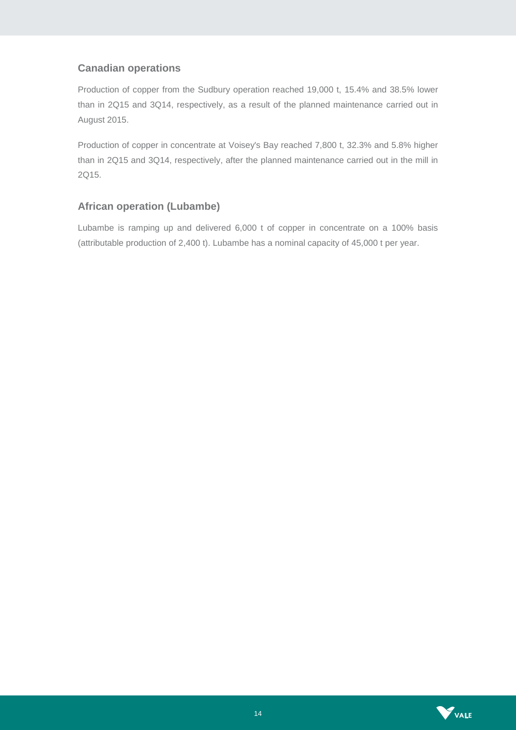## Canadian operations

Production of copper from the Sudbury operation reached 19,000 t, 15.4% and 38.5% lower than in 2Q15 and 3Q14, respectively, as a result of the planned maintenance carried out in August 2015.

Production of copper in concentrate at Voisey's Bay reached 7,800 t, 32.3% and 5.8% higher than in 2Q15 and 3Q14, respectively, after the planned maintenance carried out in the mill in 2Q15.

## African operation (Lubambe)

Lubambe is ramping up and delivered 6,000 t of copper in concentrate on a 100% basis (attributable production of 2,400 t). Lubambe has a nominal capacity of 45,000 t per year.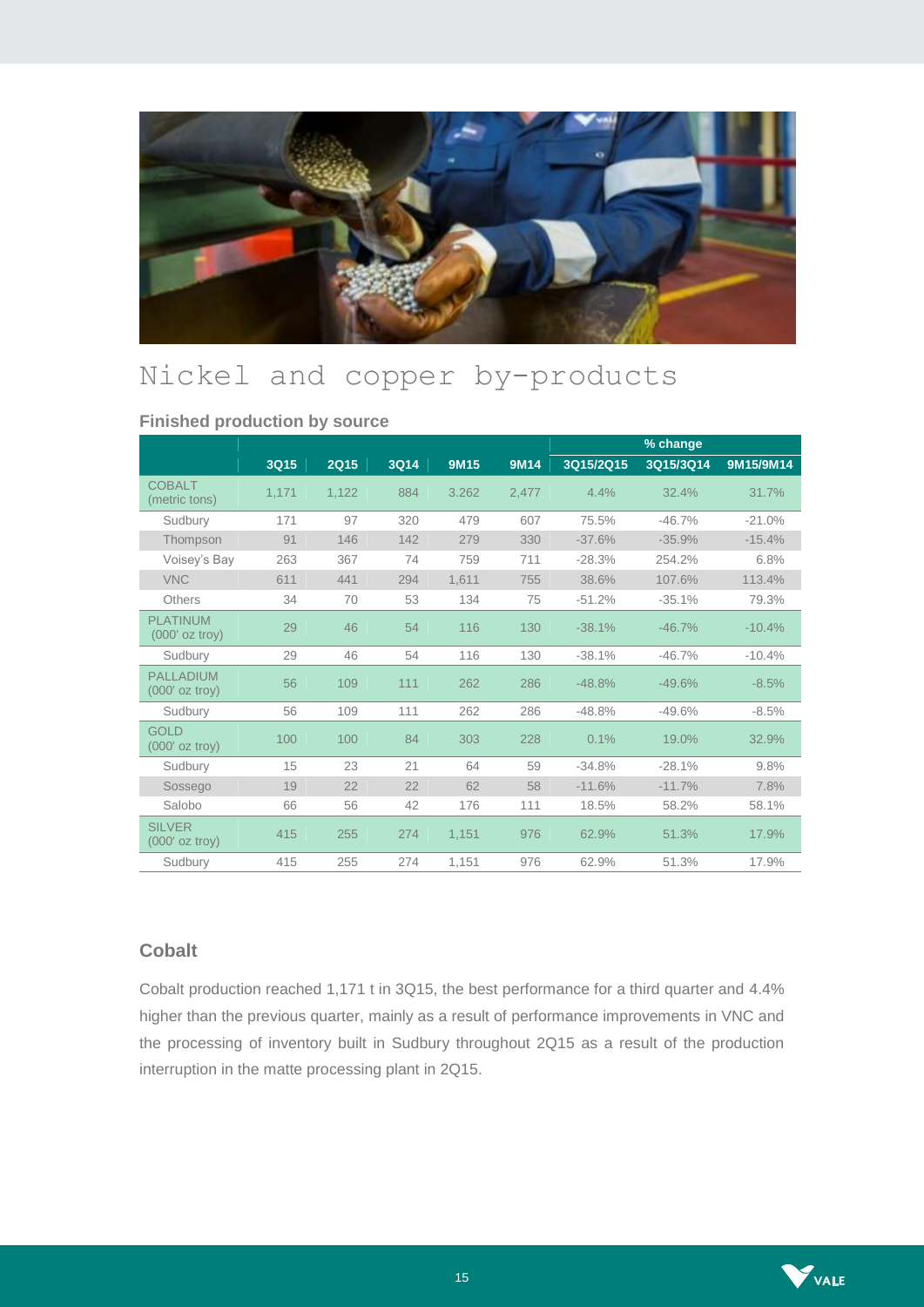# Nickel and copper by-products

### Finished production by source

| | 3Q15 | 2Q15 | 3Q14 | 9M15 | 9M14 | % change | | |
|---|---|---|---|---|---|---|---|---|
| | | | | | | 3Q15/2Q15 | 3Q15/3Q14 | 9M15/9M14 |
| COBALT (metric tons) | 1,171 | 1,122 | 884 | 3.262 | 2,477 | 4.4% | 32.4% | 31.7% |
| Sudbury | 171 | 97 | 320 | 479 | 607 | 75.5% | -46.7% | -21.0% |
| Thompson | 91 | 146 | 142 | 279 | 330 | -37.6% | -35.9% | -15.4% |
| Voisey's Bay | 263 | 367 | 74 | 759 | 711 | -28.3% | 254.2% | 6.8% |
| VNC | 611 | 441 | 294 | 1,611 | 755 | 38.6% | 107.6% | 113.4% |
| Others | 34 | 70 | 53 | 134 | 75 | -51.2% | -35.1% | 79.3% |
| PLATINUM (000' oz troy) | 29 | 46 | 54 | 116 | 130 | -38.1% | -46.7% | -10.4% |
| Sudbury | 29 | 46 | 54 | 116 | 130 | -38.1% | -46.7% | -10.4% |
| PALLADIUM (000' oz troy) | 56 | 109 | 111 | 262 | 286 | -48.8% | -49.6% | -8.5% |
| Sudbury | 56 | 109 | 111 | 262 | 286 | -48.8% | -49.6% | -8.5% |
| GOLD (000' oz troy) | 100 | 100 | 84 | 303 | 228 | 0.1% | 19.0% | 32.9% |
| Sudbury | 15 | 23 | 21 | 64 | 59 | -34.8% | -28.1% | 9.8% |
| Sossego | 19 | 22 | 22 | 62 | 58 | -11.6% | -11.7% | 7.8% |
| Salobo | 66 | 56 | 42 | 176 | 111 | 18.5% | 58.2% | 58.1% |
| SILVER (000' oz troy) | 415 | 255 | 274 | 1,151 | 976 | 62.9% | 51.3% | 17.9% |
| Sudbury | 415 | 255 | 274 | 1,151 | 976 | 62.9% | 51.3% | 17.9% |

### Cobalt

Cobalt production reached 1,171 t in 3Q15, the best performance for a third quarter and 4.4% higher than the previous quarter, mainly as a result of performance improvements in VNC and the processing of inventory built in Sudbury throughout 2Q15 as a result of the production interruption in the matte processing plant in 2Q15.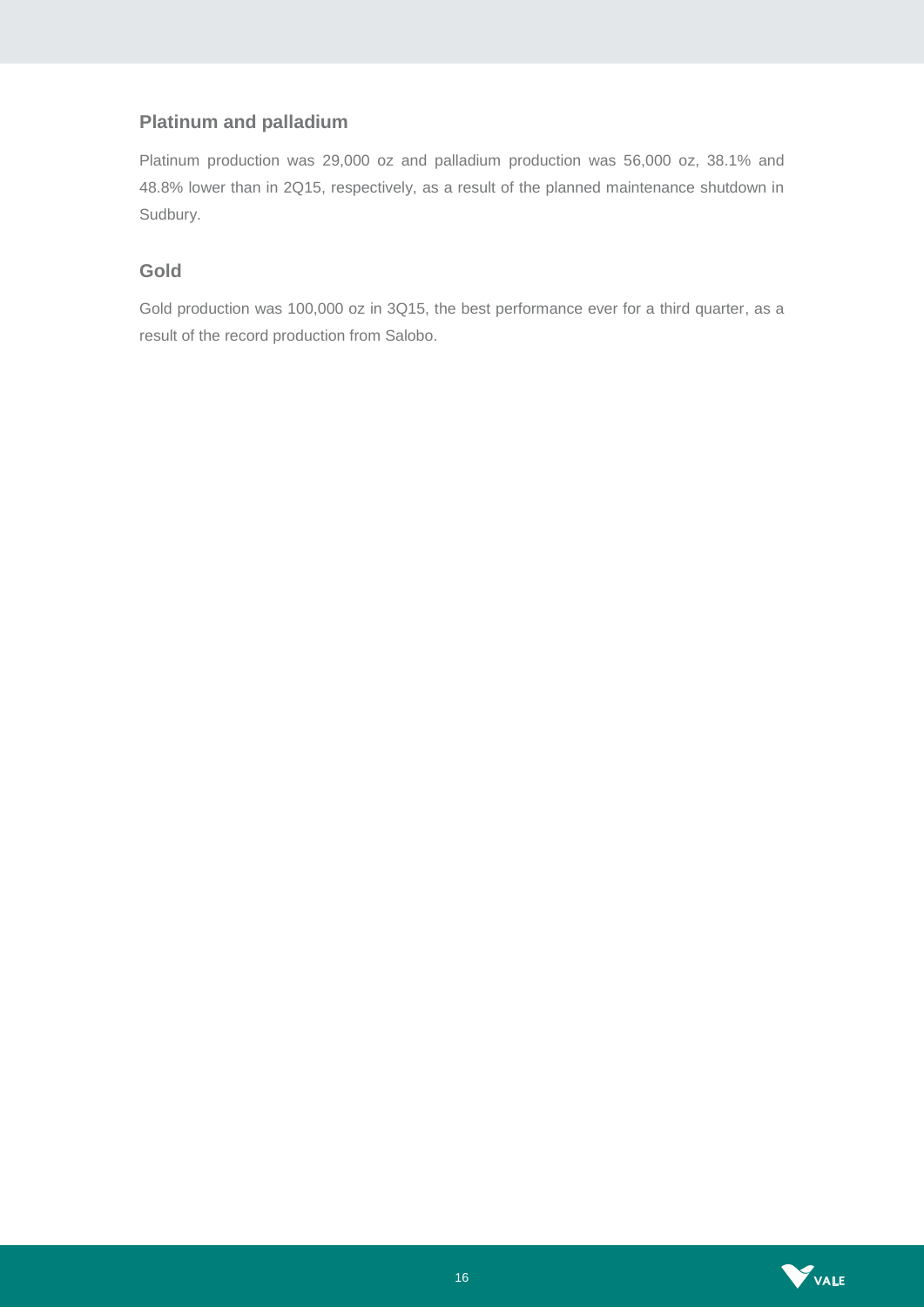## Platinum and palladium

Platinum production was 29,000 oz and palladium production was 56,000 oz, 38.1% and 48.8% lower than in 2Q15, respectively, as a result of the planned maintenance shutdown in Sudbury.

## Gold

Gold production was 100,000 oz in 3Q15, the best performance ever for a third quarter, as a result of the record production from Salobo.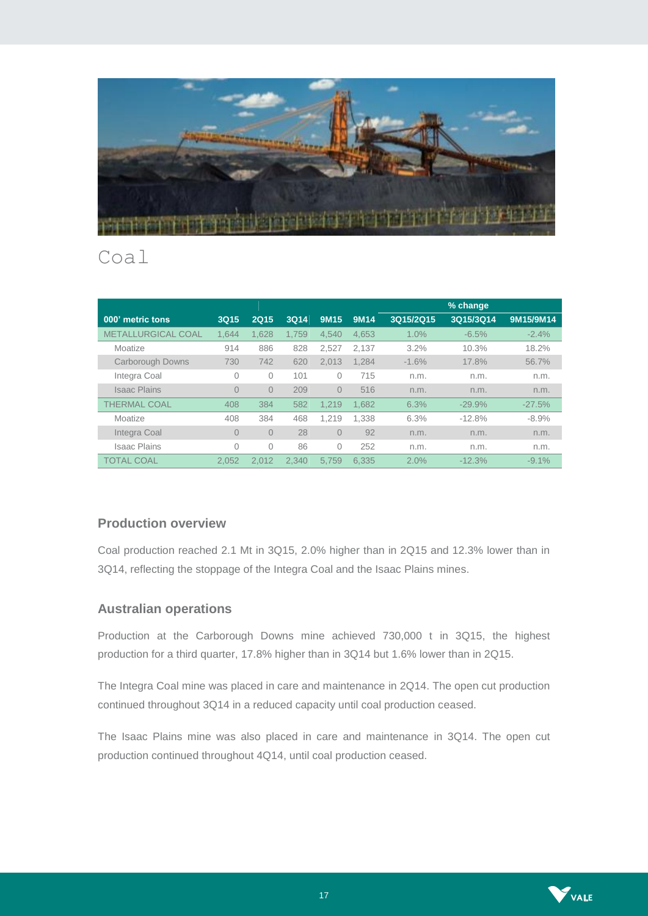# Coal

| | | | | | | % change | | |
|---|---|---|---|---|---|---|---|---|
| 000' metric tons | 3Q15 | 2Q15 | 3Q14 | 9M15 | 9M14 | 3Q15/2Q15 | 3Q15/3Q14 | 9M15/9M14 |
| METALLURGICAL COAL | 1,644 | 1,628 | 1,759 | 4,540 | 4,653 | 1.0% | -6.5% | -2.4% |
| Moatize | 914 | 886 | 828 | 2,527 | 2,137 | 3.2% | 10.3% | 18.2% |
| Carborough Downs | 730 | 742 | 620 | 2,013 | 1,284 | -1.6% | 17.8% | 56.7% |
| Integra Coal | 0 | 0 | 101 | 0 | 715 | n.m. | n.m. | n.m. |
| Isaac Plains | 0 | 0 | 209 | 0 | 516 | n.m. | n.m. | n.m. |
| THERMAL COAL | 408 | 384 | 582 | 1,219 | 1,682 | 6.3% | -29.9% | -27.5% |
| Moatize | 408 | 384 | 468 | 1,219 | 1,338 | 6.3% | -12.8% | -8.9% |
| Integra Coal | 0 | 0 | 28 | 0 | 92 | n.m. | n.m. | n.m. |
| Isaac Plains | 0 | 0 | 86 | 0 | 252 | n.m. | n.m. | n.m. |
| TOTAL COAL | 2,052 | 2,012 | 2,340 | 5,759 | 6,335 | 2.0% | -12.3% | -9.1% |

## Production overview

Coal production reached 2.1 Mt in 3Q15, 2.0% higher than in 2Q15 and 12.3% lower than in 3Q14, reflecting the stoppage of the Integra Coal and the Isaac Plains mines.

## Australian operations

Production at the Carborough Downs mine achieved 730,000 t in 3Q15, the highest production for a third quarter, 17.8% higher than in 3Q14 but 1.6% lower than in 2Q15.

The Integra Coal mine was placed in care and maintenance in 2Q14. The open cut production continued throughout 3Q14 in a reduced capacity until coal production ceased.

The Isaac Plains mine was also placed in care and maintenance in 3Q14. The open cut production continued throughout 4Q14, until coal production ceased.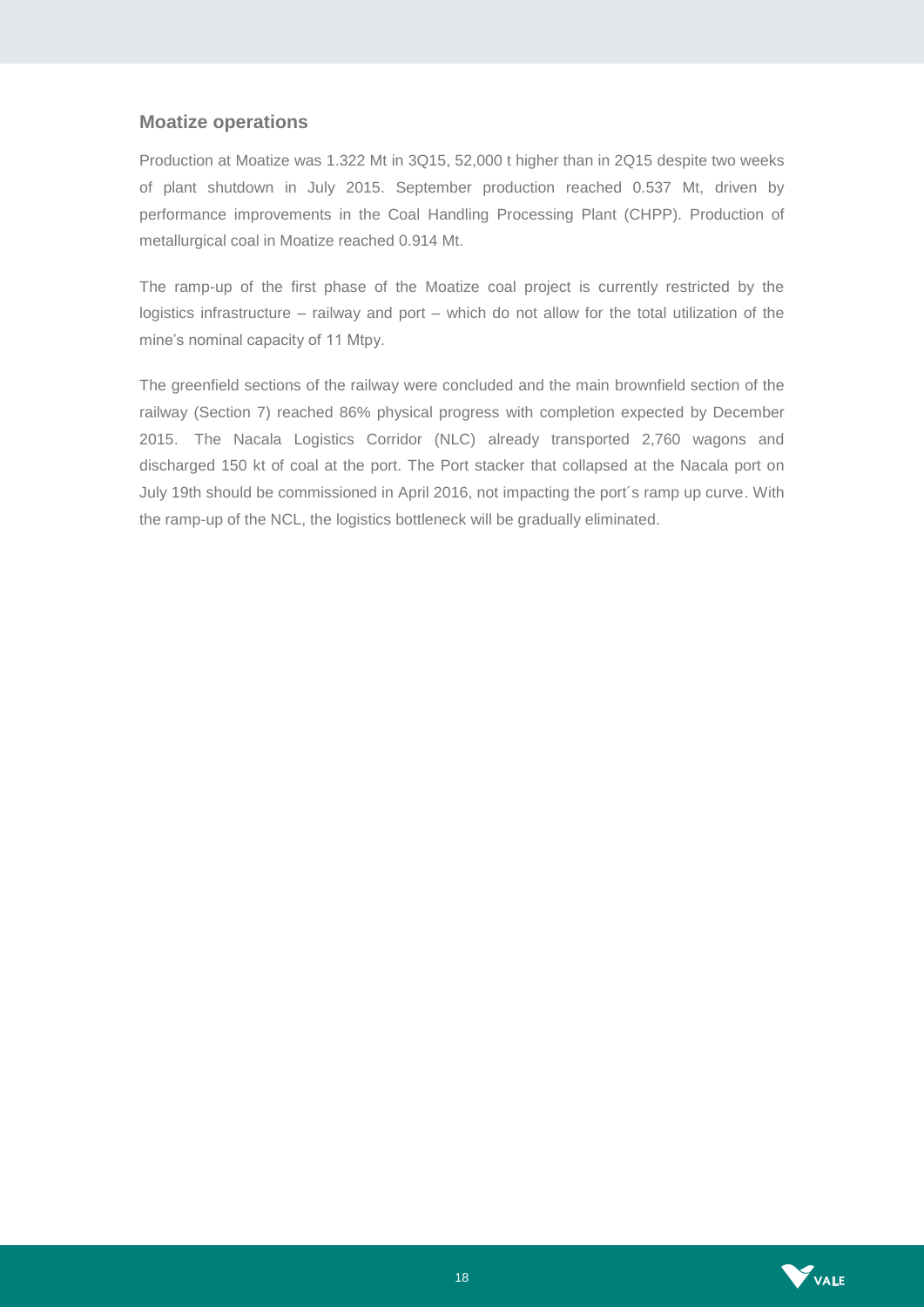## Moatize operations

Production at Moatize was 1.322 Mt in 3Q15, 52,000 t higher than in 2Q15 despite two weeks of plant shutdown in July 2015. September production reached 0.537 Mt, driven by performance improvements in the Coal Handling Processing Plant (CHPP). Production of metallurgical coal in Moatize reached 0.914 Mt.

The ramp-up of the first phase of the Moatize coal project is currently restricted by the logistics infrastructure – railway and port – which do not allow for the total utilization of the mine's nominal capacity of 11 Mtpy.

The greenfield sections of the railway were concluded and the main brownfield section of the railway (Section 7) reached 86% physical progress with completion expected by December 2015. The Nacala Logistics Corridor (NLC) already transported 2,760 wagons and discharged 150 kt of coal at the port. The Port stacker that collapsed at the Nacala port on July 19th should be commissioned in April 2016, not impacting the port´s ramp up curve. With the ramp-up of the NCL, the logistics bottleneck will be gradually eliminated.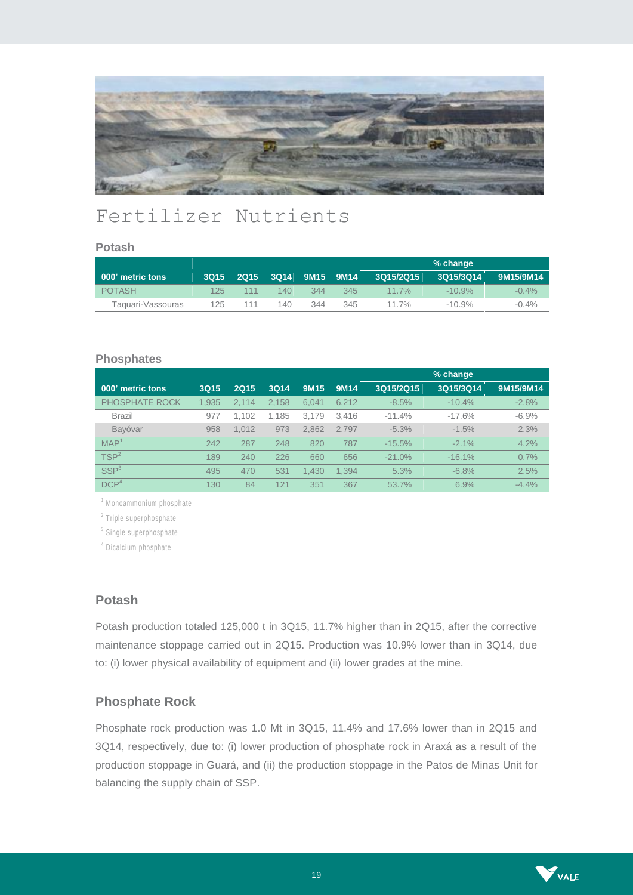# Fertilizer Nutrients

## Potash

| 000' metric tons | 3Q15 | 2Q15 | 3Q14 | 9M15 | 9M14 | % change 3Q15/2Q15 | % change 3Q15/3Q14 | % change 9M15/9M14 |
|---|---|---|---|---|---|---|---|---|
| POTASH | 125 | 111 | 140 | 344 | 345 | 11.7% | -10.9% | -0.4% |
| Taquari-Vassouras | 125 | 111 | 140 | 344 | 345 | 11.7% | -10.9% | -0.4% |

## Phosphates

| 000' metric tons | 3Q15 | 2Q15 | 3Q14 | 9M15 | 9M14 | % change 3Q15/2Q15 | % change 3Q15/3Q14 | % change 9M15/9M14 |
|---|---|---|---|---|---|---|---|---|
| PHOSPHATE ROCK | 1,935 | 2,114 | 2,158 | 6,041 | 6,212 | -8.5% | -10.4% | -2.8% |
| Brazil | 977 | 1,102 | 1,185 | 3,179 | 3,416 | -11.4% | -17.6% | -6.9% |
| Bayóvar | 958 | 1,012 | 973 | 2,862 | 2,797 | -5.3% | -1.5% | 2.3% |
| MAP[1] | 242 | 287 | 248 | 820 | 787 | -15.5% | -2.1% | 4.2% |
| TSP[2] | 189 | 240 | 226 | 660 | 656 | -21.0% | -16.1% | 0.7% |
| SSP[3] | 495 | 470 | 531 | 1,430 | 1,394 | 5.3% | -6.8% | 2.5% |
| DCP[4] | 130 | 84 | 121 | 351 | 367 | 53.7% | 6.9% | -4.4% |

[1] Monoammonium phosphate

[2] Triple superphosphate

[3] Single superphosphate

[4] Dicalcium phosphate

## Potash

Potash production totaled 125,000 t in 3Q15, 11.7% higher than in 2Q15, after the corrective maintenance stoppage carried out in 2Q15. Production was 10.9% lower than in 3Q14, due to: (i) lower physical availability of equipment and (ii) lower grades at the mine.

## Phosphate Rock

Phosphate rock production was 1.0 Mt in 3Q15, 11.4% and 17.6% lower than in 2Q15 and 3Q14, respectively, due to: (i) lower production of phosphate rock in Araxá as a result of the production stoppage in Guará, and (ii) the production stoppage in the Patos de Minas Unit for balancing the supply chain of SSP.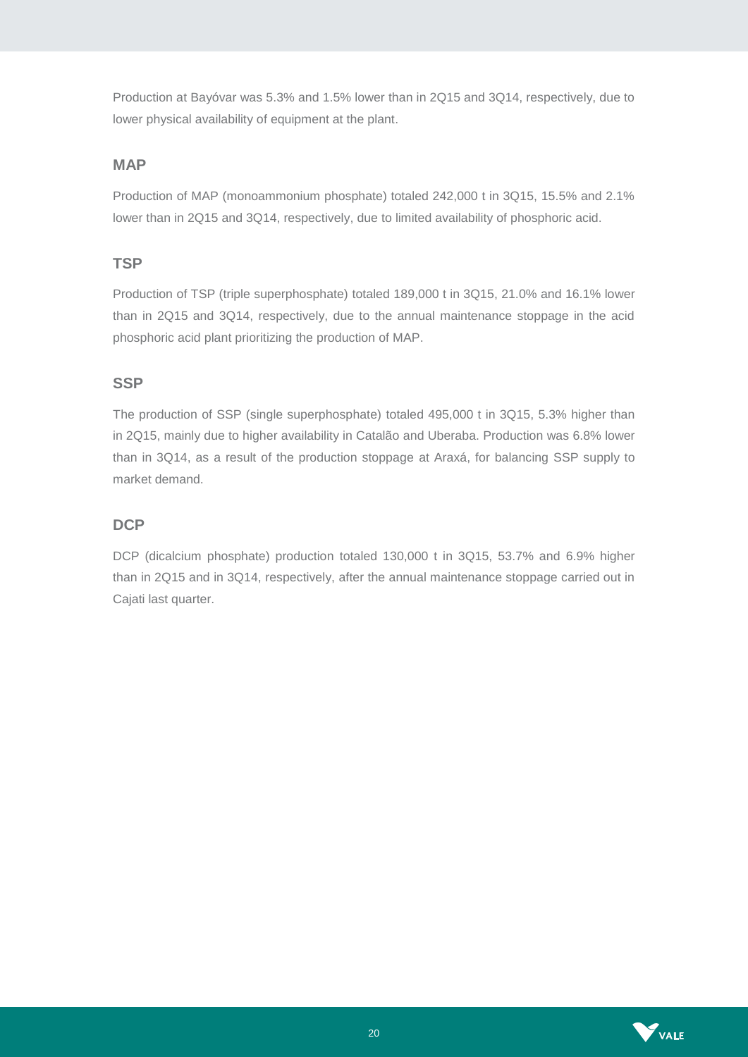Production at Bayóvar was 5.3% and 1.5% lower than in 2Q15 and 3Q14, respectively, due to lower physical availability of equipment at the plant.

### MAP

Production of MAP (monoammonium phosphate) totaled 242,000 t in 3Q15, 15.5% and 2.1% lower than in 2Q15 and 3Q14, respectively, due to limited availability of phosphoric acid.

### TSP

Production of TSP (triple superphosphate) totaled 189,000 t in 3Q15, 21.0% and 16.1% lower than in 2Q15 and 3Q14, respectively, due to the annual maintenance stoppage in the acid phosphoric acid plant prioritizing the production of MAP.

### SSP

The production of SSP (single superphosphate) totaled 495,000 t in 3Q15, 5.3% higher than in 2Q15, mainly due to higher availability in Catalão and Uberaba. Production was 6.8% lower than in 3Q14, as a result of the production stoppage at Araxá, for balancing SSP supply to market demand.

### DCP

DCP (dicalcium phosphate) production totaled 130,000 t in 3Q15, 53.7% and 6.9% higher than in 2Q15 and in 3Q14, respectively, after the annual maintenance stoppage carried out in Cajati last quarter.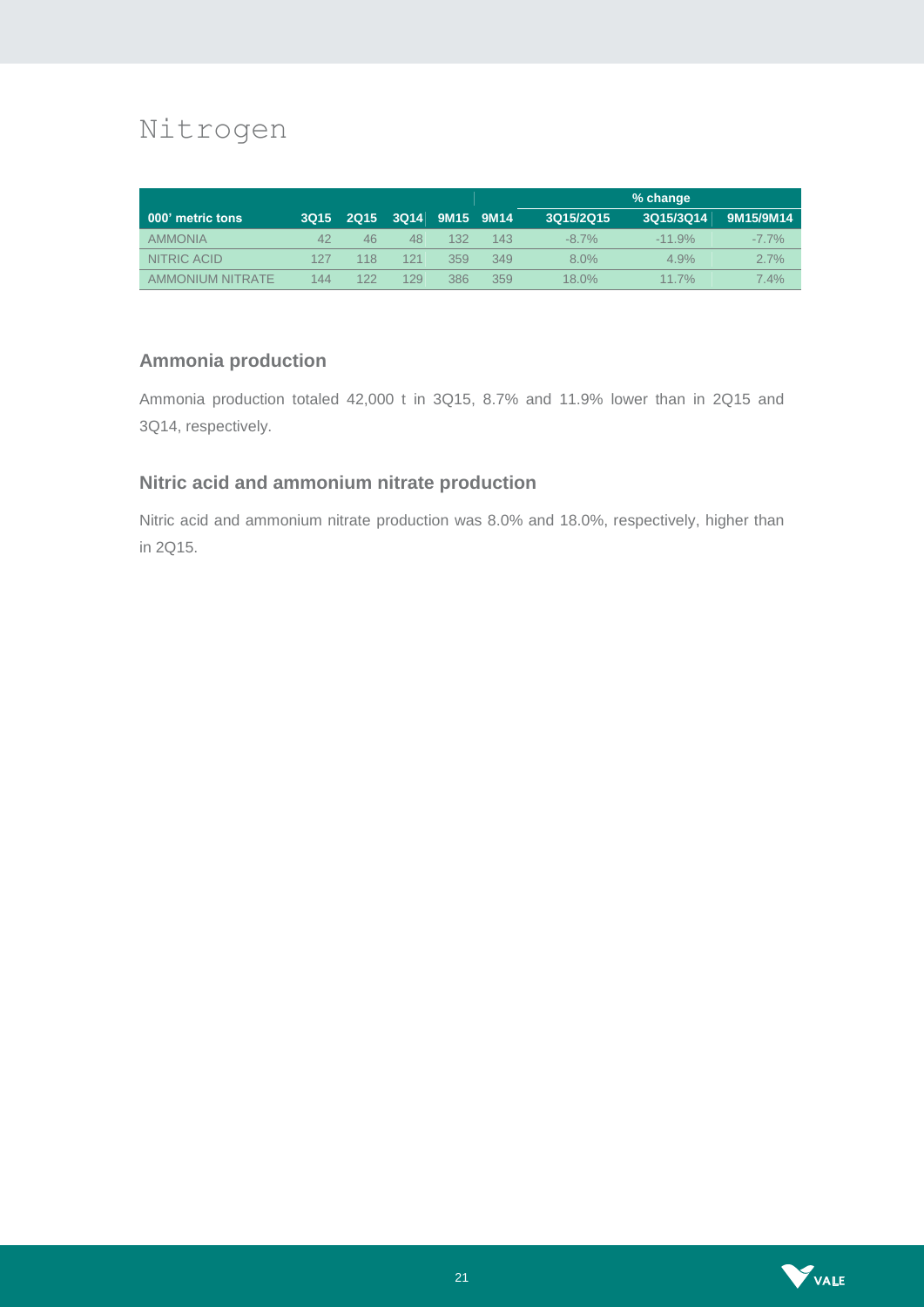# Nitrogen

| 000' metric tons | 3Q15 | 2Q15 | 3Q14 | 9M15 | 9M14 | % change | | |
|---|---|---|---|---|---|---|---|---|
| | | | | | | 3Q15/2Q15 | 3Q15/3Q14 | 9M15/9M14 |
| AMMONIA | 42 | 46 | 48 | 132 | 143 | -8.7% | -11.9% | -7.7% |
| NITRIC ACID | 127 | 118 | 121 | 359 | 349 | 8.0% | 4.9% | 2.7% |
| AMMONIUM NITRATE | 144 | 122 | 129 | 386 | 359 | 18.0% | 11.7% | 7.4% |

### Ammonia production

Ammonia production totaled 42,000 t in 3Q15, 8.7% and 11.9% lower than in 2Q15 and 3Q14, respectively.

### Nitric acid and ammonium nitrate production

Nitric acid and ammonium nitrate production was 8.0% and 18.0%, respectively, higher than in 2Q15.